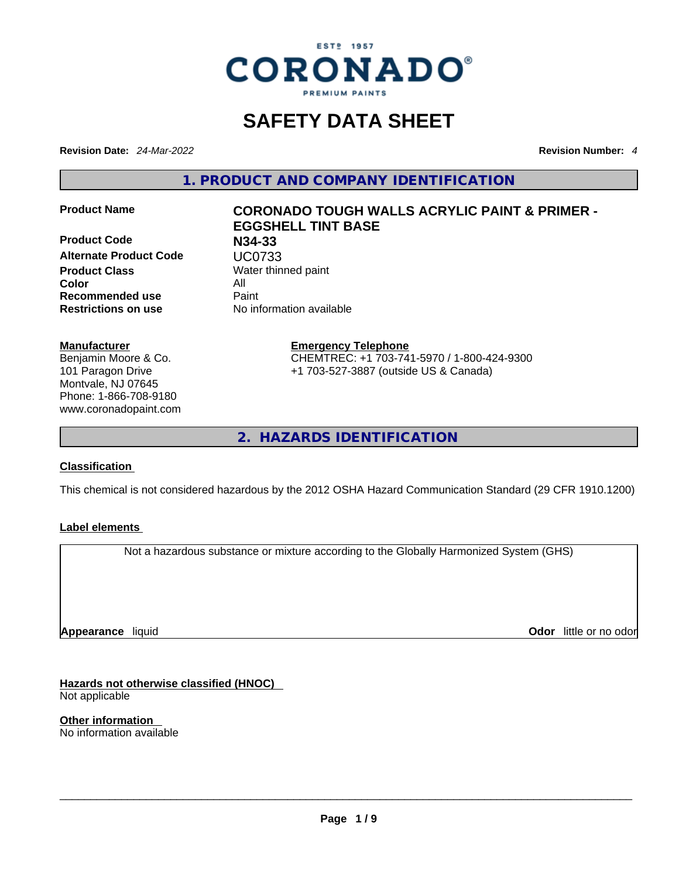ESTº 1957

CORONADO®

PREMIUM PAINTS

# SAFETY DATA SHEET

**Revision Date:** *24-Mar-2022*

**Revision Number:** *4*

## 1. PRODUCT AND COMPANY IDENTIFICATION

| | |
|---|---|
| **Product Name** | **CORONADO TOUGH WALLS ACRYLIC PAINT & PRIMER - EGGSHELL TINT BASE** |
| **Product Code** | **N34-33** |
| **Alternate Product Code** | UC0733 |
| **Product Class** | Water thinned paint |
| **Color** | All |
| **Recommended use** | Paint |
| **Restrictions on use** | No information available |

**Manufacturer**

Benjamin Moore & Co.
101 Paragon Drive
Montvale, NJ 07645
Phone: 1-866-708-9180
www.coronadopaint.com

**Emergency Telephone**

CHEMTREC: +1 703-741-5970 / 1-800-424-9300
+1 703-527-3887 (outside US & Canada)

## 2. HAZARDS IDENTIFICATION

**Classification**

This chemical is not considered hazardous by the 2012 OSHA Hazard Communication Standard (29 CFR 1910.1200)

**Label elements**

Not a hazardous substance or mixture according to the Globally Harmonized System (GHS)

**Appearance** liquid

**Odor** little or no odor

**Hazards not otherwise classified (HNOC)**

Not applicable

**Other information**

No information available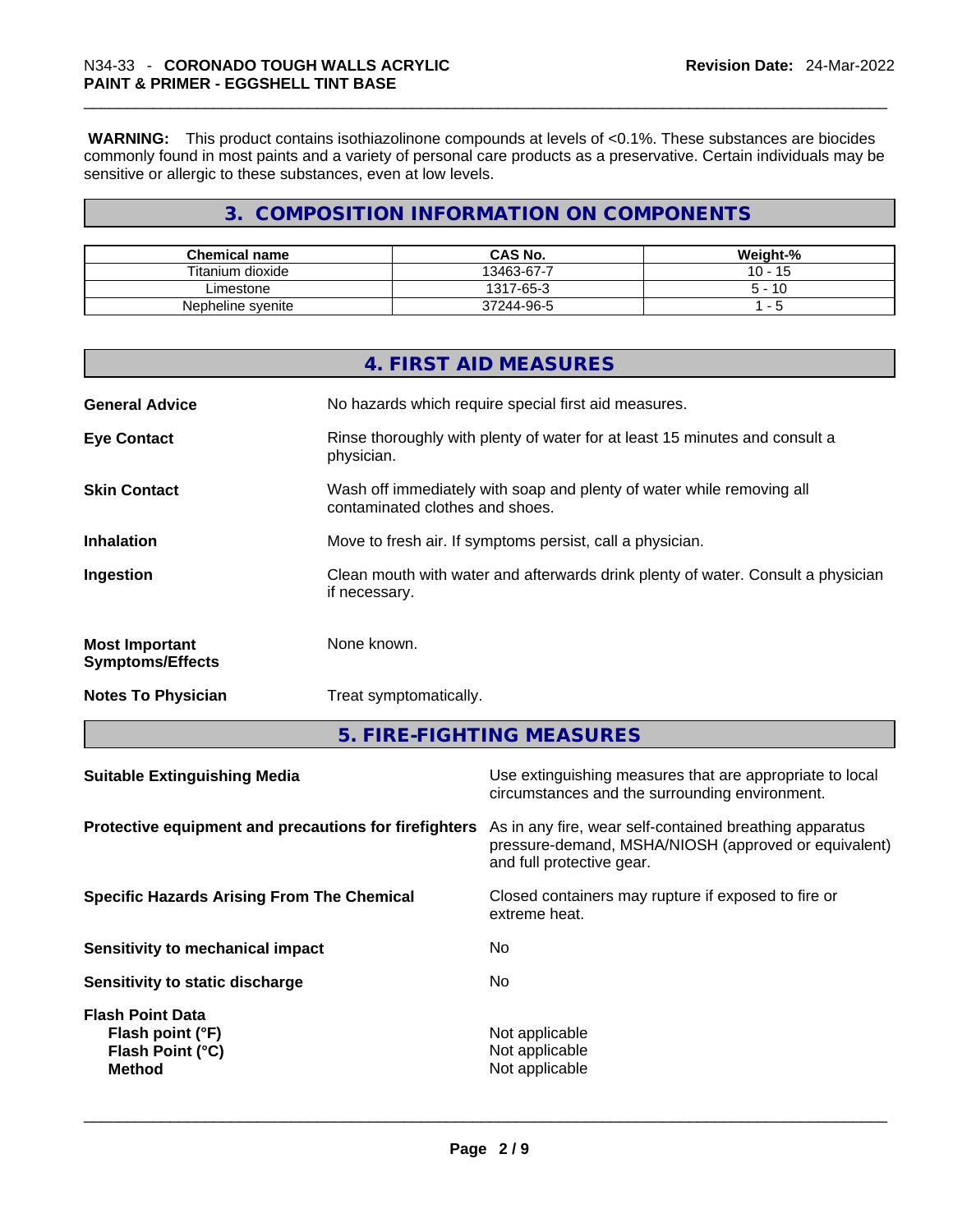**WARNING:** This product contains isothiazolinone compounds at levels of <0.1%. These substances are biocides commonly found in most paints and a variety of personal care products as a preservative. Certain individuals may be sensitive or allergic to these substances, even at low levels.

## 3. COMPOSITION INFORMATION ON COMPONENTS

| Chemical name | CAS No. | Weight-% |
|---|---|---|
| Titanium dioxide | 13463-67-7 | 10 - 15 |
| Limestone | 1317-65-3 | 5 - 10 |
| Nepheline syenite | 37244-96-5 | 1 - 5 |

## 4. FIRST AID MEASURES

**General Advice**
No hazards which require special first aid measures.

**Eye Contact**
Rinse thoroughly with plenty of water for at least 15 minutes and consult a physician.

**Skin Contact**
Wash off immediately with soap and plenty of water while removing all contaminated clothes and shoes.

**Inhalation**
Move to fresh air. If symptoms persist, call a physician.

**Ingestion**
Clean mouth with water and afterwards drink plenty of water. Consult a physician if necessary.

**Most Important Symptoms/Effects**
None known.

**Notes To Physician**
Treat symptomatically.

## 5. FIRE-FIGHTING MEASURES

**Suitable Extinguishing Media**
Use extinguishing measures that are appropriate to local circumstances and the surrounding environment.

**Protective equipment and precautions for firefighters**
As in any fire, wear self-contained breathing apparatus pressure-demand, MSHA/NIOSH (approved or equivalent) and full protective gear.

**Specific Hazards Arising From The Chemical**
Closed containers may rupture if exposed to fire or extreme heat.

**Sensitivity to mechanical impact**
No

**Sensitivity to static discharge**
No

**Flash Point Data**
**Flash point (°F)** Not applicable
**Flash Point (°C)** Not applicable
**Method** Not applicable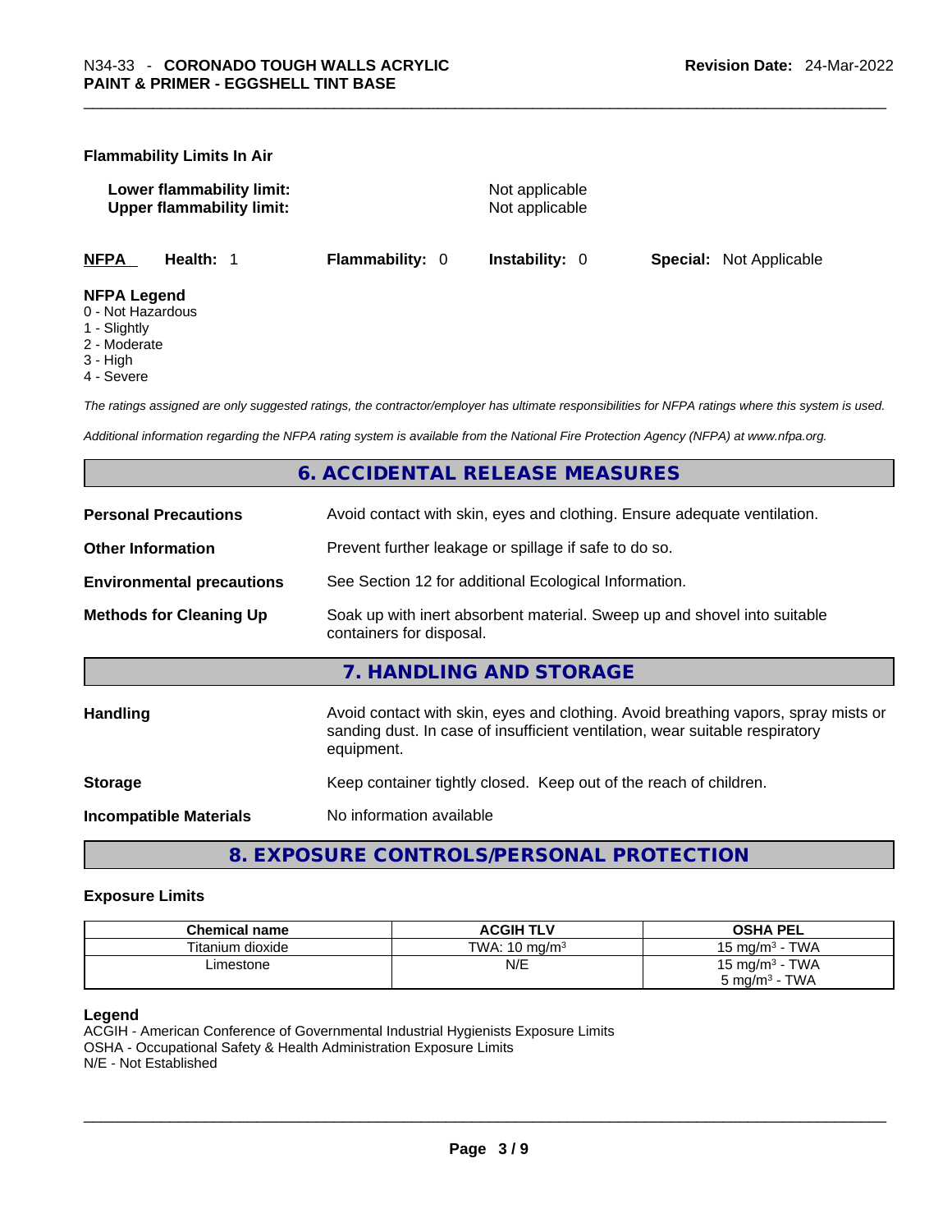### Flammability Limits In Air

**Lower flammability limit:** Not applicable
**Upper flammability limit:** Not applicable

**NFPA** **Health:** 1 **Flammability:** 0 **Instability:** 0 **Special:** Not Applicable

**NFPA Legend**
0 - Not Hazardous
1 - Slightly
2 - Moderate
3 - High
4 - Severe

*The ratings assigned are only suggested ratings, the contractor/employer has ultimate responsibilities for NFPA ratings where this system is used.*

*Additional information regarding the NFPA rating system is available from the National Fire Protection Agency (NFPA) at www.nfpa.org.*

## 6. ACCIDENTAL RELEASE MEASURES

**Personal Precautions** Avoid contact with skin, eyes and clothing. Ensure adequate ventilation.

**Other Information** Prevent further leakage or spillage if safe to do so.

**Environmental precautions** See Section 12 for additional Ecological Information.

**Methods for Cleaning Up** Soak up with inert absorbent material. Sweep up and shovel into suitable containers for disposal.

## 7. HANDLING AND STORAGE

**Handling** Avoid contact with skin, eyes and clothing. Avoid breathing vapors, spray mists or sanding dust. In case of insufficient ventilation, wear suitable respiratory equipment.

**Storage** Keep container tightly closed. Keep out of the reach of children.

**Incompatible Materials** No information available

## 8. EXPOSURE CONTROLS/PERSONAL PROTECTION

### Exposure Limits

| Chemical name | ACGIH TLV | OSHA PEL |
|---|---|---|
| Titanium dioxide | TWA: 10 mg/m$^3$ | 15 mg/m$^3$ - TWA |
| Limestone | N/E | 15 mg/m$^3$ - TWA<br>5 mg/m$^3$ - TWA |

**Legend**
ACGIH - American Conference of Governmental Industrial Hygienists Exposure Limits
OSHA - Occupational Safety & Health Administration Exposure Limits
N/E - Not Established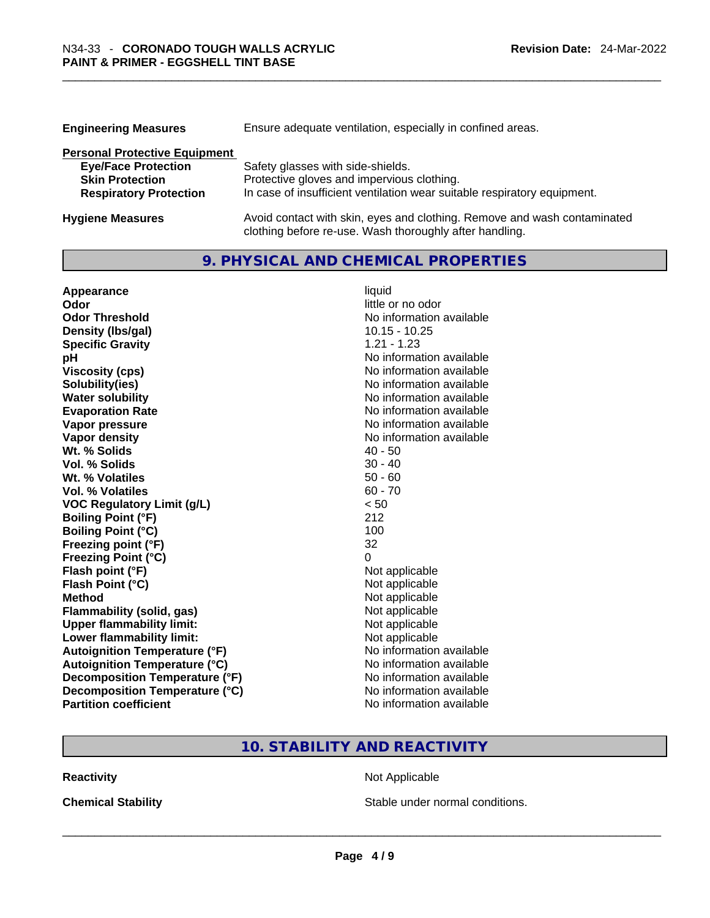**Engineering Measures** Ensure adequate ventilation, especially in confined areas.

**Personal Protective Equipment**

| | |
|---|---|
| **Eye/Face Protection** | Safety glasses with side-shields. |
| **Skin Protection** | Protective gloves and impervious clothing. |
| **Respiratory Protection** | In case of insufficient ventilation wear suitable respiratory equipment. |

**Hygiene Measures** Avoid contact with skin, eyes and clothing. Remove and wash contaminated clothing before re-use. Wash thoroughly after handling.

## 9. PHYSICAL AND CHEMICAL PROPERTIES

| | |
|---|---|
| **Appearance** | liquid |
| **Odor** | little or no odor |
| **Odor Threshold** | No information available |
| **Density (lbs/gal)** | 10.15 - 10.25 |
| **Specific Gravity** | 1.21 - 1.23 |
| **pH** | No information available |
| **Viscosity (cps)** | No information available |
| **Solubility(ies)** | No information available |
| **Water solubility** | No information available |
| **Evaporation Rate** | No information available |
| **Vapor pressure** | No information available |
| **Vapor density** | No information available |
| **Wt. % Solids** | 40 - 50 |
| **Vol. % Solids** | 30 - 40 |
| **Wt. % Volatiles** | 50 - 60 |
| **Vol. % Volatiles** | 60 - 70 |
| **VOC Regulatory Limit (g/L)** | < 50 |
| **Boiling Point (°F)** | 212 |
| **Boiling Point (°C)** | 100 |
| **Freezing point (°F)** | 32 |
| **Freezing Point (°C)** | 0 |
| **Flash point (°F)** | Not applicable |
| **Flash Point (°C)** | Not applicable |
| **Method** | Not applicable |
| **Flammability (solid, gas)** | Not applicable |
| **Upper flammability limit:** | Not applicable |
| **Lower flammability limit:** | Not applicable |
| **Autoignition Temperature (°F)** | No information available |
| **Autoignition Temperature (°C)** | No information available |
| **Decomposition Temperature (°F)** | No information available |
| **Decomposition Temperature (°C)** | No information available |
| **Partition coefficient** | No information available |

## 10. STABILITY AND REACTIVITY

| | |
|---|---|
| **Reactivity** | Not Applicable |
| **Chemical Stability** | Stable under normal conditions. |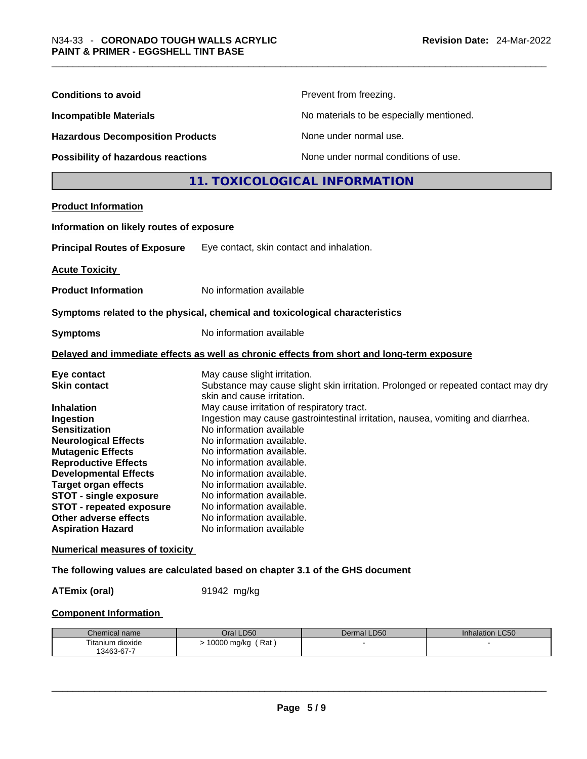**Conditions to avoid** Prevent from freezing.

**Incompatible Materials** No materials to be especially mentioned.

**Hazardous Decomposition Products** None under normal use.

**Possibility of hazardous reactions** None under normal conditions of use.

## 11. TOXICOLOGICAL INFORMATION

**Product Information**

**Information on likely routes of exposure**

**Principal Routes of Exposure** Eye contact, skin contact and inhalation.

**Acute Toxicity**

**Product Information** No information available

**Symptoms related to the physical, chemical and toxicological characteristics**

**Symptoms** No information available

**Delayed and immediate effects as well as chronic effects from short and long-term exposure**

**Eye contact** May cause slight irritation.
**Skin contact** Substance may cause slight skin irritation. Prolonged or repeated contact may dry skin and cause irritation.
**Inhalation** May cause irritation of respiratory tract.
**Ingestion** Ingestion may cause gastrointestinal irritation, nausea, vomiting and diarrhea.
**Sensitization** No information available
**Neurological Effects** No information available.
**Mutagenic Effects** No information available.
**Reproductive Effects** No information available.
**Developmental Effects** No information available.
**Target organ effects** No information available.
**STOT - single exposure** No information available.
**STOT - repeated exposure** No information available.
**Other adverse effects** No information available.
**Aspiration Hazard** No information available

**Numerical measures of toxicity**

**The following values are calculated based on chapter 3.1 of the GHS document**

**ATEmix (oral)** 91942 mg/kg

**Component Information**

| Chemical name | Oral LD50 | Dermal LD50 | Inhalation LC50 |
|---|---|---|---|
| Titanium dioxide 13463-67-7 | > 10000 mg/kg ( Rat ) | - | - |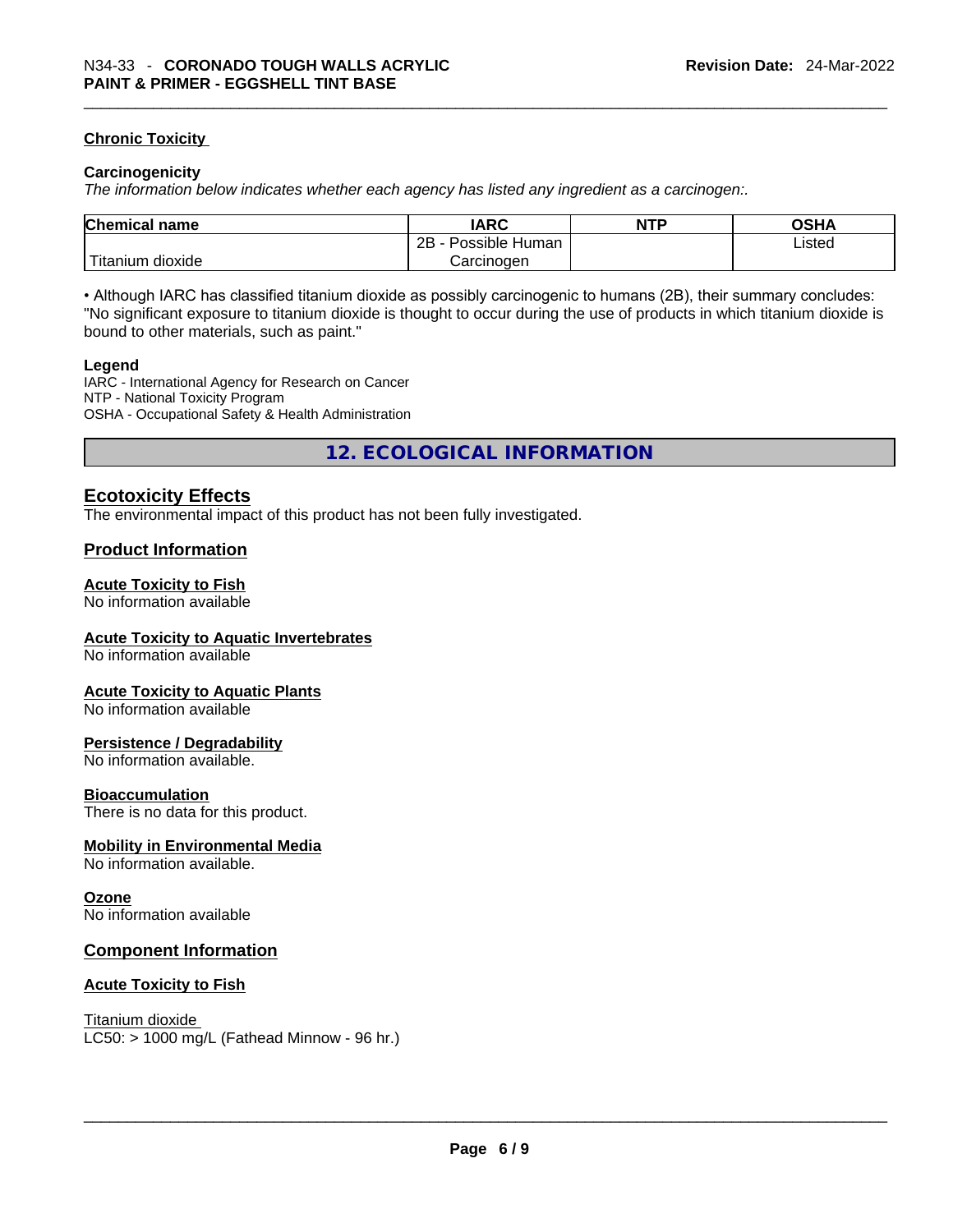### Chronic Toxicity

**Carcinogenicity**

*The information below indicates whether each agency has listed any ingredient as a carcinogen:.*

| Chemical name | IARC | NTP | OSHA |
| --- | --- | --- | --- |
| Titanium dioxide | 2B - Possible Human Carcinogen | | Listed |

• Although IARC has classified titanium dioxide as possibly carcinogenic to humans (2B), their summary concludes: "No significant exposure to titanium dioxide is thought to occur during the use of products in which titanium dioxide is bound to other materials, such as paint."

**Legend**

IARC - International Agency for Research on Cancer
NTP - National Toxicity Program
OSHA - Occupational Safety & Health Administration

## 12. ECOLOGICAL INFORMATION

### Ecotoxicity Effects

The environmental impact of this product has not been fully investigated.

### Product Information

**Acute Toxicity to Fish**
No information available

**Acute Toxicity to Aquatic Invertebrates**
No information available

**Acute Toxicity to Aquatic Plants**
No information available

**Persistence / Degradability**
No information available.

**Bioaccumulation**
There is no data for this product.

**Mobility in Environmental Media**
No information available.

**Ozone**
No information available

### Component Information

**Acute Toxicity to Fish**

Titanium dioxide
LC50: > 1000 mg/L (Fathead Minnow - 96 hr.)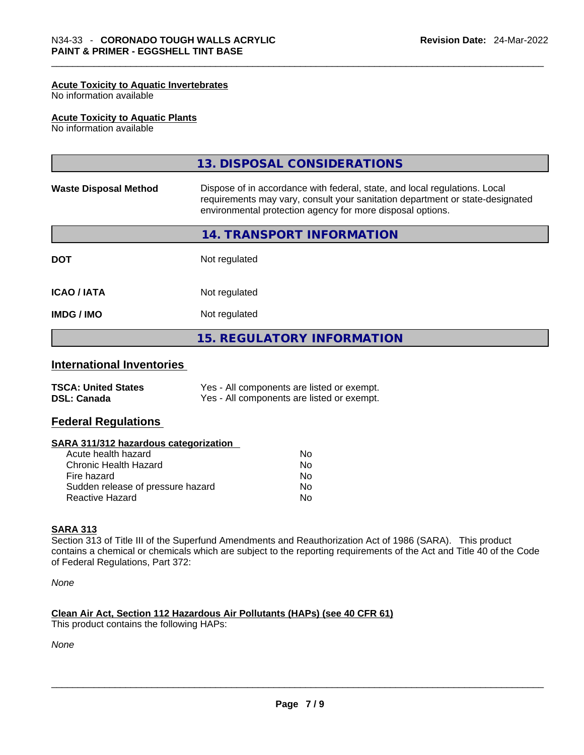#### Acute Toxicity to Aquatic Invertebrates

No information available

#### Acute Toxicity to Aquatic Plants

No information available

## 13. DISPOSAL CONSIDERATIONS

| | |
|---|---|
| **Waste Disposal Method** | Dispose of in accordance with federal, state, and local regulations. Local requirements may vary, consult your sanitation department or state-designated environmental protection agency for more disposal options. |

## 14. TRANSPORT INFORMATION

| | |
|---|---|
| **DOT** | Not regulated |
| **ICAO / IATA** | Not regulated |
| **IMDG / IMO** | Not regulated |

## 15. REGULATORY INFORMATION

### International Inventories

| | |
|---|---|
| **TSCA: United States** | Yes - All components are listed or exempt. |
| **DSL: Canada** | Yes - All components are listed or exempt. |

### Federal Regulations

#### SARA 311/312 hazardous categorization

| | |
|---|---|
| Acute health hazard | No |
| Chronic Health Hazard | No |
| Fire hazard | No |
| Sudden release of pressure hazard | No |
| Reactive Hazard | No |

#### SARA 313

Section 313 of Title III of the Superfund Amendments and Reauthorization Act of 1986 (SARA). This product contains a chemical or chemicals which are subject to the reporting requirements of the Act and Title 40 of the Code of Federal Regulations, Part 372:

*None*

#### Clean Air Act, Section 112 Hazardous Air Pollutants (HAPs) (see 40 CFR 61)

This product contains the following HAPs:

*None*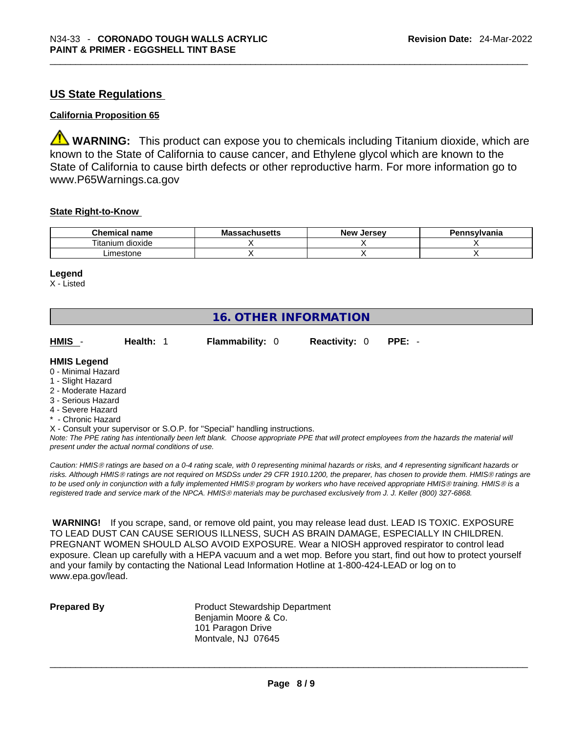## US State Regulations

**California Proposition 65**

⚠ **WARNING:** This product can expose you to chemicals including Titanium dioxide, which are known to the State of California to cause cancer, and Ethylene glycol which are known to the State of California to cause birth defects or other reproductive harm. For more information go to www.P65Warnings.ca.gov

**State Right-to-Know**

| Chemical name | Massachusetts | New Jersey | Pennsylvania |
|---|---|---|---|
| Titanium dioxide | X | X | X |
| Limestone | X | X | X |

**Legend**

X - Listed

## 16. OTHER INFORMATION

**HMIS** - **Health:** 1 **Flammability:** 0 **Reactivity:** 0 **PPE:** -

**HMIS Legend**

0 - Minimal Hazard
1 - Slight Hazard
2 - Moderate Hazard
3 - Serious Hazard
4 - Severe Hazard
* - Chronic Hazard
X - Consult your supervisor or S.O.P. for "Special" handling instructions.

*Note: The PPE rating has intentionally been left blank. Choose appropriate PPE that will protect employees from the hazards the material will present under the actual normal conditions of use.*

*Caution: HMIS® ratings are based on a 0-4 rating scale, with 0 representing minimal hazards or risks, and 4 representing significant hazards or risks. Although HMIS® ratings are not required on MSDSs under 29 CFR 1910.1200, the preparer, has chosen to provide them. HMIS® ratings are to be used only in conjunction with a fully implemented HMIS® program by workers who have received appropriate HMIS® training. HMIS® is a registered trade and service mark of the NPCA. HMIS® materials may be purchased exclusively from J. J. Keller (800) 327-6868.*

**WARNING!** If you scrape, sand, or remove old paint, you may release lead dust. LEAD IS TOXIC. EXPOSURE TO LEAD DUST CAN CAUSE SERIOUS ILLNESS, SUCH AS BRAIN DAMAGE, ESPECIALLY IN CHILDREN. PREGNANT WOMEN SHOULD ALSO AVOID EXPOSURE. Wear a NIOSH approved respirator to control lead exposure. Clean up carefully with a HEPA vacuum and a wet mop. Before you start, find out how to protect yourself and your family by contacting the National Lead Information Hotline at 1-800-424-LEAD or log on to www.epa.gov/lead.

**Prepared By**

Product Stewardship Department
Benjamin Moore & Co.
101 Paragon Drive
Montvale, NJ 07645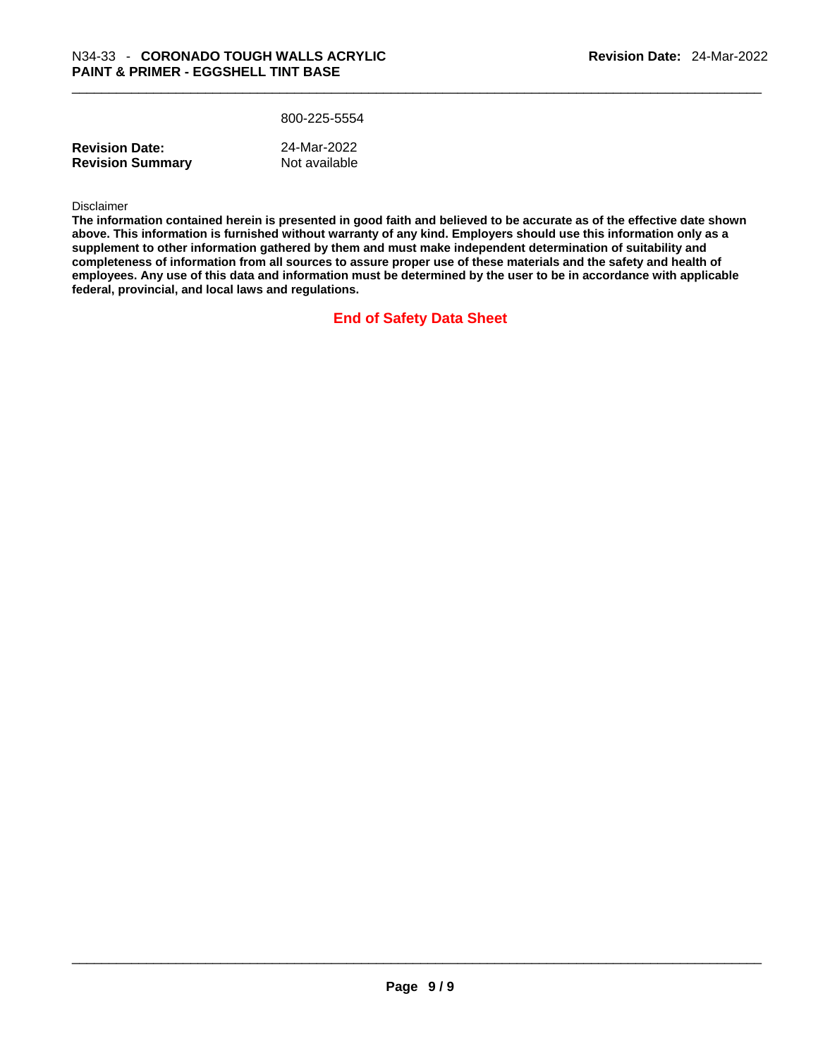800-225-5554

| | |
|---|---|
| **Revision Date:** | 24-Mar-2022 |
| **Revision Summary** | Not available |

Disclaimer

**The information contained herein is presented in good faith and believed to be accurate as of the effective date shown above. This information is furnished without warranty of any kind. Employers should use this information only as a supplement to other information gathered by them and must make independent determination of suitability and completeness of information from all sources to assure proper use of these materials and the safety and health of employees. Any use of this data and information must be determined by the user to be in accordance with applicable federal, provincial, and local laws and regulations.**

**End of Safety Data Sheet**